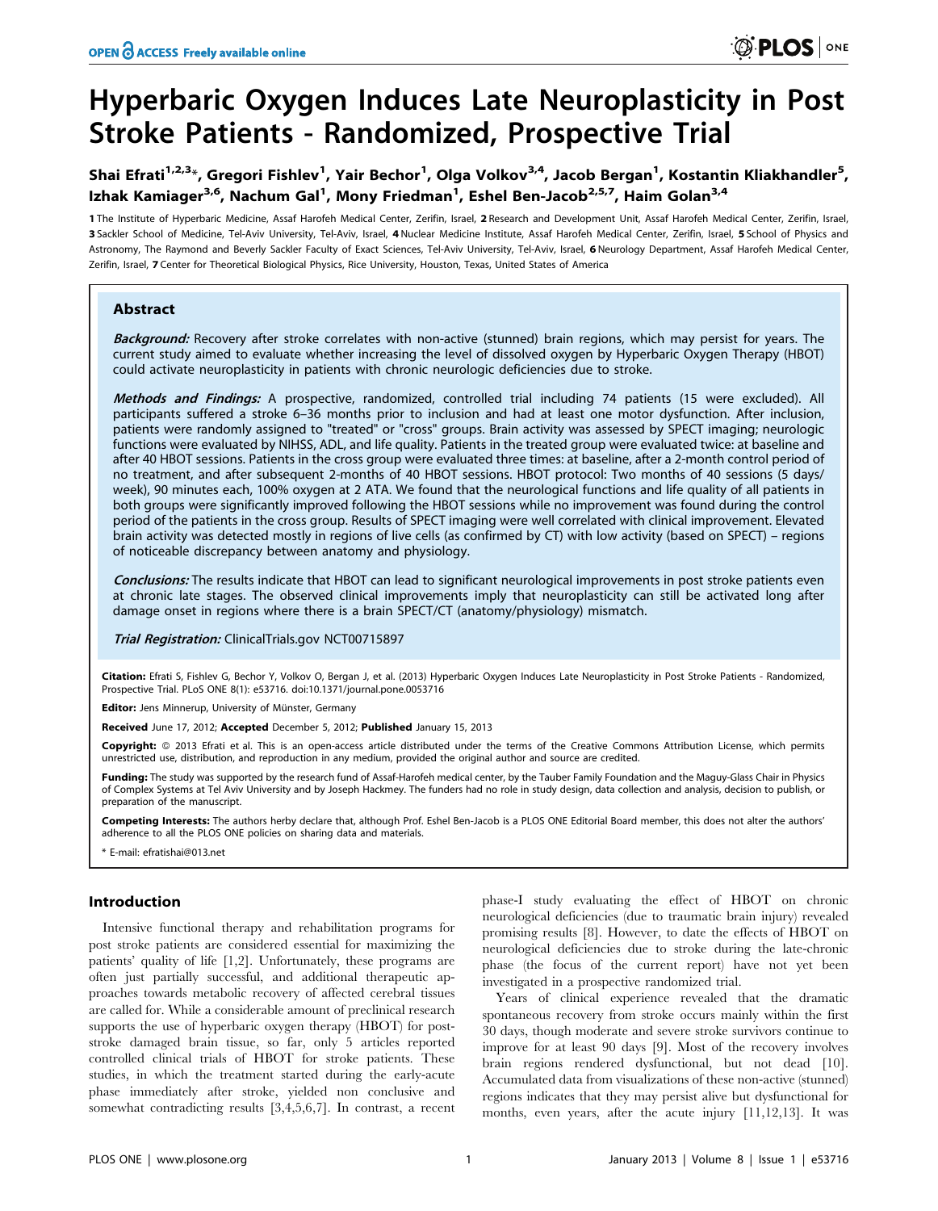# Hyperbaric Oxygen Induces Late Neuroplasticity in Post Stroke Patients - Randomized, Prospective Trial

**Shai Efrati[1,2,3]*, Gregori Fishlev[1], Yair Bechor[1], Olga Volkov[3,4], Jacob Bergan[1], Kostantin Kliakhandler[5], Izhak Kamiager[3,6], Nachum Gal[1], Mony Friedman[1], Eshel Ben-Jacob[2,5,7], Haim Golan[3,4]**

**1** The Institute of Hyperbaric Medicine, Assaf Harofeh Medical Center, Zerifin, Israel, **2** Research and Development Unit, Assaf Harofeh Medical Center, Zerifin, Israel, **3** Sackler School of Medicine, Tel-Aviv University, Tel-Aviv, Israel, **4** Nuclear Medicine Institute, Assaf Harofeh Medical Center, Zerifin, Israel, **5** School of Physics and Astronomy, The Raymond and Beverly Sackler Faculty of Exact Sciences, Tel-Aviv University, Tel-Aviv, Israel, **6** Neurology Department, Assaf Harofeh Medical Center, Zerifin, Israel, **7** Center for Theoretical Biological Physics, Rice University, Houston, Texas, United States of America

## Abstract

***Background:*** Recovery after stroke correlates with non-active (stunned) brain regions, which may persist for years. The current study aimed to evaluate whether increasing the level of dissolved oxygen by Hyperbaric Oxygen Therapy (HBOT) could activate neuroplasticity in patients with chronic neurologic deficiencies due to stroke.

***Methods and Findings:*** A prospective, randomized, controlled trial including 74 patients (15 were excluded). All participants suffered a stroke 6–36 months prior to inclusion and had at least one motor dysfunction. After inclusion, patients were randomly assigned to "treated" or "cross" groups. Brain activity was assessed by SPECT imaging; neurologic functions were evaluated by NIHSS, ADL, and life quality. Patients in the treated group were evaluated twice: at baseline and after 40 HBOT sessions. Patients in the cross group were evaluated three times: at baseline, after a 2-month control period of no treatment, and after subsequent 2-months of 40 HBOT sessions. HBOT protocol: Two months of 40 sessions (5 days/week), 90 minutes each, 100% oxygen at 2 ATA. We found that the neurological functions and life quality of all patients in both groups were significantly improved following the HBOT sessions while no improvement was found during the control period of the patients in the cross group. Results of SPECT imaging were well correlated with clinical improvement. Elevated brain activity was detected mostly in regions of live cells (as confirmed by CT) with low activity (based on SPECT) – regions of noticeable discrepancy between anatomy and physiology.

***Conclusions:*** The results indicate that HBOT can lead to significant neurological improvements in post stroke patients even at chronic late stages. The observed clinical improvements imply that neuroplasticity can still be activated long after damage onset in regions where there is a brain SPECT/CT (anatomy/physiology) mismatch.

***Trial Registration:*** ClinicalTrials.gov NCT00715897

**Citation:** Efrati S, Fishlev G, Bechor Y, Volkov O, Bergan J, et al. (2013) Hyperbaric Oxygen Induces Late Neuroplasticity in Post Stroke Patients - Randomized, Prospective Trial. PLoS ONE 8(1): e53716. doi:10.1371/journal.pone.0053716

**Editor:** Jens Minnerup, University of Münster, Germany

**Received** June 17, 2012; **Accepted** December 5, 2012; **Published** January 15, 2013

**Copyright:** © 2013 Efrati et al. This is an open-access article distributed under the terms of the Creative Commons Attribution License, which permits unrestricted use, distribution, and reproduction in any medium, provided the original author and source are credited.

**Funding:** The study was supported by the research fund of Assaf-Harofeh medical center, by the Tauber Family Foundation and the Maguy-Glass Chair in Physics of Complex Systems at Tel Aviv University and by Joseph Hackmey. The funders had no role in study design, data collection and analysis, decision to publish, or preparation of the manuscript.

**Competing Interests:** The authors herby declare that, although Prof. Eshel Ben-Jacob is a PLOS ONE Editorial Board member, this does not alter the authors' adherence to all the PLOS ONE policies on sharing data and materials.

\* E-mail: efratishai@013.net

## Introduction

Intensive functional therapy and rehabilitation programs for post stroke patients are considered essential for maximizing the patients' quality of life [1,2]. Unfortunately, these programs are often just partially successful, and additional therapeutic approaches towards metabolic recovery of affected cerebral tissues are called for. While a considerable amount of preclinical research supports the use of hyperbaric oxygen therapy (HBOT) for post-stroke damaged brain tissue, so far, only 5 articles reported controlled clinical trials of HBOT for stroke patients. These studies, in which the treatment started during the early-acute phase immediately after stroke, yielded non conclusive and somewhat contradicting results [3,4,5,6,7]. In contrast, a recent phase-I study evaluating the effect of HBOT on chronic neurological deficiencies (due to traumatic brain injury) revealed promising results [8]. However, to date the effects of HBOT on neurological deficiencies due to stroke during the late-chronic phase (the focus of the current report) have not yet been investigated in a prospective randomized trial.

Years of clinical experience revealed that the dramatic spontaneous recovery from stroke occurs mainly within the first 30 days, though moderate and severe stroke survivors continue to improve for at least 90 days [9]. Most of the recovery involves brain regions rendered dysfunctional, but not dead [10]. Accumulated data from visualizations of these non-active (stunned) regions indicates that they may persist alive but dysfunctional for months, even years, after the acute injury [11,12,13]. It was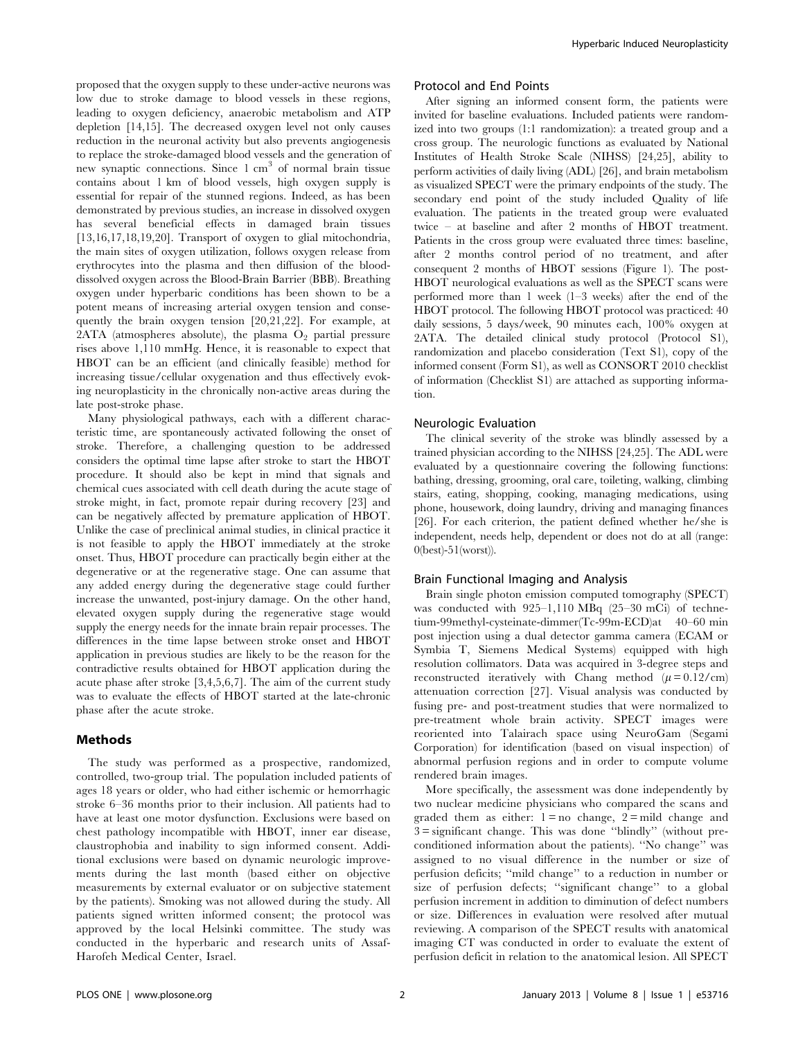proposed that the oxygen supply to these under-active neurons was low due to stroke damage to blood vessels in these regions, leading to oxygen deficiency, anaerobic metabolism and ATP depletion [14,15]. The decreased oxygen level not only causes reduction in the neuronal activity but also prevents angiogenesis to replace the stroke-damaged blood vessels and the generation of new synaptic connections. Since 1 $cm^3$ of normal brain tissue contains about 1 km of blood vessels, high oxygen supply is essential for repair of the stunned regions. Indeed, as has been demonstrated by previous studies, an increase in dissolved oxygen has several beneficial effects in damaged brain tissues [13,16,17,18,19,20]. Transport of oxygen to glial mitochondria, the main sites of oxygen utilization, follows oxygen release from erythrocytes into the plasma and then diffusion of the blood-dissolved oxygen across the Blood-Brain Barrier (BBB). Breathing oxygen under hyperbaric conditions has been shown to be a potent means of increasing arterial oxygen tension and consequently the brain oxygen tension [20,21,22]. For example, at 2ATA (atmospheres absolute), the plasma $O_2$ partial pressure rises above 1,110 mmHg. Hence, it is reasonable to expect that HBOT can be an efficient (and clinically feasible) method for increasing tissue/cellular oxygenation and thus effectively evoking neuroplasticity in the chronically non-active areas during the late post-stroke phase.

Many physiological pathways, each with a different characteristic time, are spontaneously activated following the onset of stroke. Therefore, a challenging question to be addressed considers the optimal time lapse after stroke to start the HBOT procedure. It should also be kept in mind that signals and chemical cues associated with cell death during the acute stage of stroke might, in fact, promote repair during recovery [23] and can be negatively affected by premature application of HBOT. Unlike the case of preclinical animal studies, in clinical practice it is not feasible to apply the HBOT immediately at the stroke onset. Thus, HBOT procedure can practically begin either at the degenerative or at the regenerative stage. One can assume that any added energy during the degenerative stage could further increase the unwanted, post-injury damage. On the other hand, elevated oxygen supply during the regenerative stage would supply the energy needs for the innate brain repair processes. The differences in the time lapse between stroke onset and HBOT application in previous studies are likely to be the reason for the contradictive results obtained for HBOT application during the acute phase after stroke [3,4,5,6,7]. The aim of the current study was to evaluate the effects of HBOT started at the late-chronic phase after the acute stroke.

## Methods

The study was performed as a prospective, randomized, controlled, two-group trial. The population included patients of ages 18 years or older, who had either ischemic or hemorrhagic stroke 6–36 months prior to their inclusion. All patients had to have at least one motor dysfunction. Exclusions were based on chest pathology incompatible with HBOT, inner ear disease, claustrophobia and inability to sign informed consent. Additional exclusions were based on dynamic neurologic improvements during the last month (based either on objective measurements by external evaluator or on subjective statement by the patients). Smoking was not allowed during the study. All patients signed written informed consent; the protocol was approved by the local Helsinki committee. The study was conducted in the hyperbaric and research units of Assaf-Harofeh Medical Center, Israel.

### Protocol and End Points

After signing an informed consent form, the patients were invited for baseline evaluations. Included patients were randomized into two groups (1:1 randomization): a treated group and a cross group. The neurologic functions as evaluated by National Institutes of Health Stroke Scale (NIHSS) [24,25], ability to perform activities of daily living (ADL) [26], and brain metabolism as visualized SPECT were the primary endpoints of the study. The secondary end point of the study included Quality of life evaluation. The patients in the treated group were evaluated twice – at baseline and after 2 months of HBOT treatment. Patients in the cross group were evaluated three times: baseline, after 2 months control period of no treatment, and after consequent 2 months of HBOT sessions (Figure 1). The post-HBOT neurological evaluations as well as the SPECT scans were performed more than 1 week (1–3 weeks) after the end of the HBOT protocol. The following HBOT protocol was practiced: 40 daily sessions, 5 days/week, 90 minutes each, 100% oxygen at 2ATA. The detailed clinical study protocol (Protocol S1), randomization and placebo consideration (Text S1), copy of the informed consent (Form S1), as well as CONSORT 2010 checklist of information (Checklist S1) are attached as supporting information.

### Neurologic Evaluation

The clinical severity of the stroke was blindly assessed by a trained physician according to the NIHSS [24,25]. The ADL were evaluated by a questionnaire covering the following functions: bathing, dressing, grooming, oral care, toileting, walking, climbing stairs, eating, shopping, cooking, managing medications, using phone, housework, doing laundry, driving and managing finances [26]. For each criterion, the patient defined whether he/she is independent, needs help, dependent or does not do at all (range: 0(best)-51(worst)).

### Brain Functional Imaging and Analysis

Brain single photon emission computed tomography (SPECT) was conducted with 925–1,110 MBq (25–30 mCi) of technetium-99methyl-cysteinate-dimmer(Tc-99m-ECD)at 40–60 min post injection using a dual detector gamma camera (ECAM or Symbia T, Siemens Medical Systems) equipped with high resolution collimators. Data was acquired in 3-degree steps and reconstructed iteratively with Chang method ($\mu = 0.12$/cm) attenuation correction [27]. Visual analysis was conducted by fusing pre- and post-treatment studies that were normalized to pre-treatment whole brain activity. SPECT images were reoriented into Talairach space using NeuroGam (Segami Corporation) for identification (based on visual inspection) of abnormal perfusion regions and in order to compute volume rendered brain images.

More specifically, the assessment was done independently by two nuclear medicine physicians who compared the scans and graded them as either: 1 = no change, 2 = mild change and 3 = significant change. This was done "blindly" (without pre-conditioned information about the patients). "No change" was assigned to no visual difference in the number or size of perfusion deficits; "mild change" to a reduction in number or size of perfusion defects; "significant change" to a global perfusion increment in addition to diminution of defect numbers or size. Differences in evaluation were resolved after mutual reviewing. A comparison of the SPECT results with anatomical imaging CT was conducted in order to evaluate the extent of perfusion deficit in relation to the anatomical lesion. All SPECT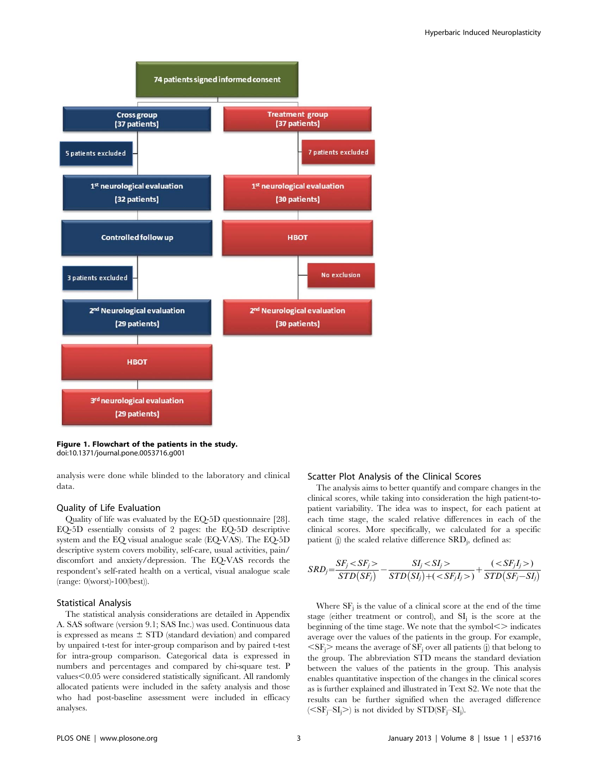Figure 1. Flowchart of the patients in the study.
doi:10.1371/journal.pone.0053716.g001

analysis were done while blinded to the laboratory and clinical data.

## Quality of Life Evaluation

Quality of life was evaluated by the EQ-5D questionnaire [28]. EQ-5D essentially consists of 2 pages: the EQ-5D descriptive system and the EQ visual analogue scale (EQ-VAS). The EQ-5D descriptive system covers mobility, self-care, usual activities, pain/discomfort and anxiety/depression. The EQ-VAS records the respondent's self-rated health on a vertical, visual analogue scale (range: 0(worst)-100(best)).

## Statistical Analysis

The statistical analysis considerations are detailed in Appendix A. SAS software (version 9.1; SAS Inc.) was used. Continuous data is expressed as means ± STD (standard deviation) and compared by unpaired t-test for inter-group comparison and by paired t-test for intra-group comparison. Categorical data is expressed in numbers and percentages and compared by chi-square test. P values<0.05 were considered statistically significant. All randomly allocated patients were included in the safety analysis and those who had post-baseline assessment were included in efficacy analyses.

## Scatter Plot Analysis of the Clinical Scores

The analysis aims to better quantify and compare changes in the clinical scores, while taking into consideration the high patient-to-patient variability. The idea was to inspect, for each patient at each time stage, the scaled relative differences in each of the clinical scores. More specifically, we calculated for a specific patient (j) the scaled relative difference $SRD_j$, defined as:

$$SRD_j = \frac{SF_j < SF_j >}{STD(SF_j)} - \frac{SI_j < SI_j >}{STD(SI_j) + (< SF_j I_j >)} + \frac{(< SF_j I_j >)}{STD(SF_j - SI_j)}$$

Where $SF_j$ is the value of a clinical score at the end of the time stage (either treatment or control), and $SI_j$ is the score at the beginning of the time stage. We note that the symbol<> indicates average over the values of the patients in the group. For example, $<SF_j>$ means the average of $SF_j$ over all patients (j) that belong to the group. The abbreviation STD means the standard deviation between the values of the patients in the group. This analysis enables quantitative inspection of the changes in the clinical scores as is further explained and illustrated in Text S2. We note that the results can be further signified when the averaged difference ($<SF_j-SI_j>$) is not divided by $STD(SF_j-SI_j)$.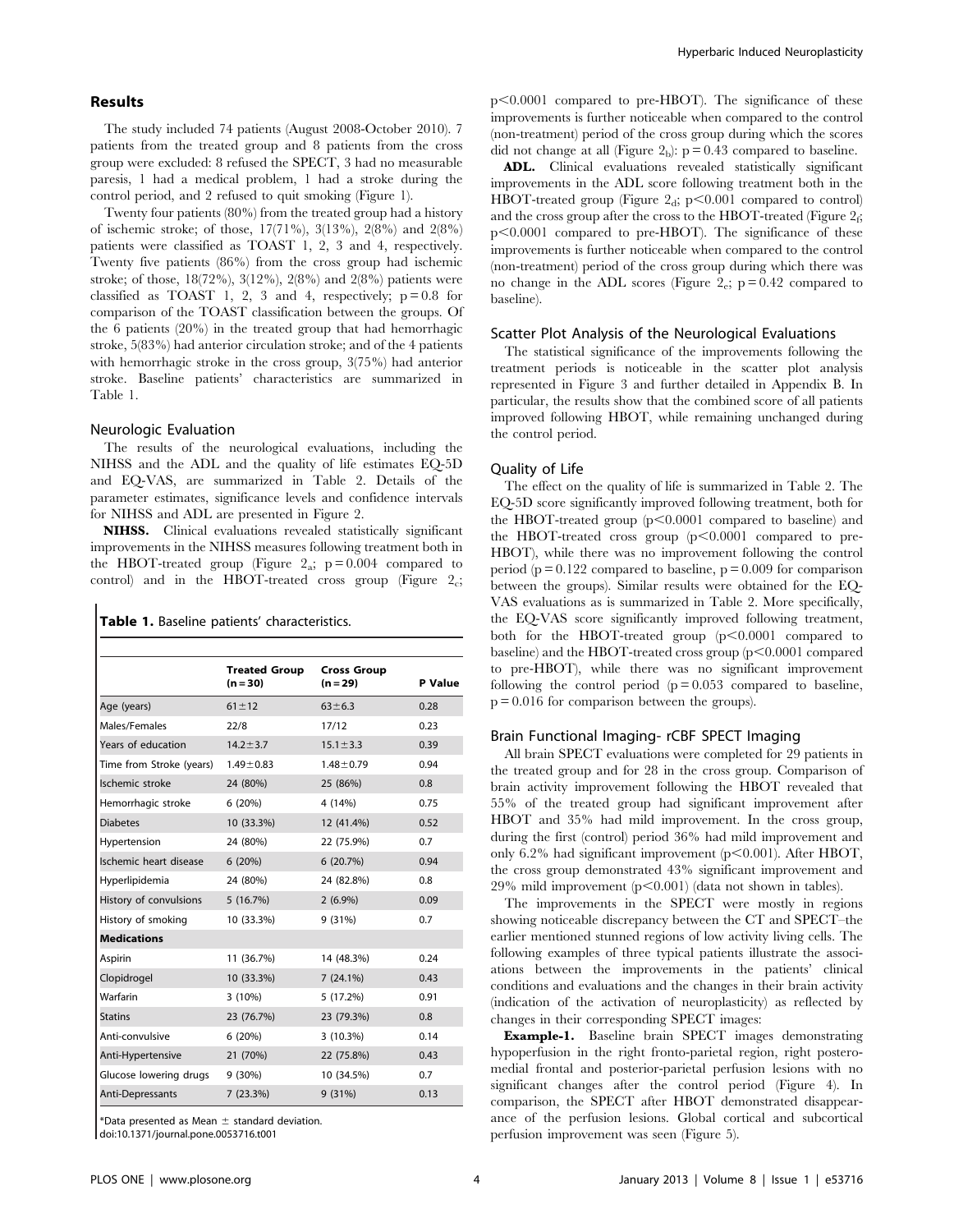## Results

The study included 74 patients (August 2008-October 2010). 7 patients from the treated group and 8 patients from the cross group were excluded: 8 refused the SPECT, 3 had no measurable paresis, 1 had a medical problem, 1 had a stroke during the control period, and 2 refused to quit smoking (Figure 1).

Twenty four patients (80%) from the treated group had a history of ischemic stroke; of those, 17(71%), 3(13%), 2(8%) and 2(8%) patients were classified as TOAST 1, 2, 3 and 4, respectively. Twenty five patients (86%) from the cross group had ischemic stroke; of those, 18(72%), 3(12%), 2(8%) and 2(8%) patients were classified as TOAST 1, 2, 3 and 4, respectively; $p = 0.8$ for comparison of the TOAST classification between the groups. Of the 6 patients (20%) in the treated group that had hemorrhagic stroke, 5(83%) had anterior circulation stroke; and of the 4 patients with hemorrhagic stroke in the cross group, 3(75%) had anterior stroke. Baseline patients' characteristics are summarized in Table 1.

### Neurologic Evaluation

The results of the neurological evaluations, including the NIHSS and the ADL and the quality of life estimates EQ-5D and EQ-VAS, are summarized in Table 2. Details of the parameter estimates, significance levels and confidence intervals for NIHSS and ADL are presented in Figure 2.

**NIHSS.** Clinical evaluations revealed statistically significant improvements in the NIHSS measures following treatment both in the HBOT-treated group (Figure $2_a$; $p = 0.004$ compared to control) and in the HBOT-treated cross group (Figure $2_c$; $p < 0.0001$ compared to pre-HBOT). The significance of these improvements is further noticeable when compared to the control (non-treatment) period of the cross group during which the scores did not change at all (Figure $2_b$): $p = 0.43$ compared to baseline.

**ADL.** Clinical evaluations revealed statistically significant improvements in the ADL score following treatment both in the HBOT-treated group (Figure $2_d$; $p < 0.001$ compared to control) and the cross group after the cross to the HBOT-treated (Figure $2_f$; $p < 0.0001$ compared to pre-HBOT). The significance of these improvements is further noticeable when compared to the control (non-treatment) period of the cross group during which there was no change in the ADL scores (Figure $2_e$; $p = 0.42$ compared to baseline).

**Table 1.** Baseline patients' characteristics.

| | Treated Group (n = 30) | Cross Group (n = 29) | P Value |
|---|---|---|---|
| Age (years) | 61±12 | 63±6.3 | 0.28 |
| Males/Females | 22/8 | 17/12 | 0.23 |
| Years of education | 14.2±3.7 | 15.1±3.3 | 0.39 |
| Time from Stroke (years) | 1.49±0.83 | 1.48±0.79 | 0.94 |
| Ischemic stroke | 24 (80%) | 25 (86%) | 0.8 |
| Hemorrhagic stroke | 6 (20%) | 4 (14%) | 0.75 |
| Diabetes | 10 (33.3%) | 12 (41.4%) | 0.52 |
| Hypertension | 24 (80%) | 22 (75.9%) | 0.7 |
| Ischemic heart disease | 6 (20%) | 6 (20.7%) | 0.94 |
| Hyperlipidemia | 24 (80%) | 24 (82.8%) | 0.8 |
| History of convulsions | 5 (16.7%) | 2 (6.9%) | 0.09 |
| History of smoking | 10 (33.3%) | 9 (31%) | 0.7 |
| **Medications** | | | |
| Aspirin | 11 (36.7%) | 14 (48.3%) | 0.24 |
| Clopidrogel | 10 (33.3%) | 7 (24.1%) | 0.43 |
| Warfarin | 3 (10%) | 5 (17.2%) | 0.91 |
| Statins | 23 (76.7%) | 23 (79.3%) | 0.8 |
| Anti-convulsive | 6 (20%) | 3 (10.3%) | 0.14 |
| Anti-Hypertensive | 21 (70%) | 22 (75.8%) | 0.43 |
| Glucose lowering drugs | 9 (30%) | 10 (34.5%) | 0.7 |
| Anti-Depressants | 7 (23.3%) | 9 (31%) | 0.13 |

*Data presented as Mean ± standard deviation.
doi:10.1371/journal.pone.0053716.t001

### Scatter Plot Analysis of the Neurological Evaluations

The statistical significance of the improvements following the treatment periods is noticeable in the scatter plot analysis represented in Figure 3 and further detailed in Appendix B. In particular, the results show that the combined score of all patients improved following HBOT, while remaining unchanged during the control period.

### Quality of Life

The effect on the quality of life is summarized in Table 2. The EQ-5D score significantly improved following treatment, both for the HBOT-treated group ($p < 0.0001$ compared to baseline) and the HBOT-treated cross group ($p < 0.0001$ compared to pre-HBOT), while there was no improvement following the control period ($p = 0.122$ compared to baseline, $p = 0.009$ for comparison between the groups). Similar results were obtained for the EQ-VAS evaluations as is summarized in Table 2. More specifically, the EQ-VAS score significantly improved following treatment, both for the HBOT-treated group ($p < 0.0001$ compared to baseline) and the HBOT-treated cross group ($p < 0.0001$ compared to pre-HBOT), while there was no significant improvement following the control period ($p = 0.053$ compared to baseline, $p = 0.016$ for comparison between the groups).

### Brain Functional Imaging- rCBF SPECT Imaging

All brain SPECT evaluations were completed for 29 patients in the treated group and for 28 in the cross group. Comparison of brain activity improvement following the HBOT revealed that 55% of the treated group had significant improvement after HBOT and 35% had mild improvement. In the cross group, during the first (control) period 36% had mild improvement and only 6.2% had significant improvement ($p < 0.001$). After HBOT, the cross group demonstrated 43% significant improvement and 29% mild improvement ($p < 0.001$) (data not shown in tables).

The improvements in the SPECT were mostly in regions showing noticeable discrepancy between the CT and SPECT–the earlier mentioned stunned regions of low activity living cells. The following examples of three typical patients illustrate the associations between the improvements in the patients' clinical conditions and evaluations and the changes in their brain activity (indication of the activation of neuroplasticity) as reflected by changes in their corresponding SPECT images:

**Example-1.** Baseline brain SPECT images demonstrating hypoperfusion in the right fronto-parietal region, right postero-medial frontal and posterior-parietal perfusion lesions with no significant changes after the control period (Figure 4). In comparison, the SPECT after HBOT demonstrated disappearance of the perfusion lesions. Global cortical and subcortical perfusion improvement was seen (Figure 5).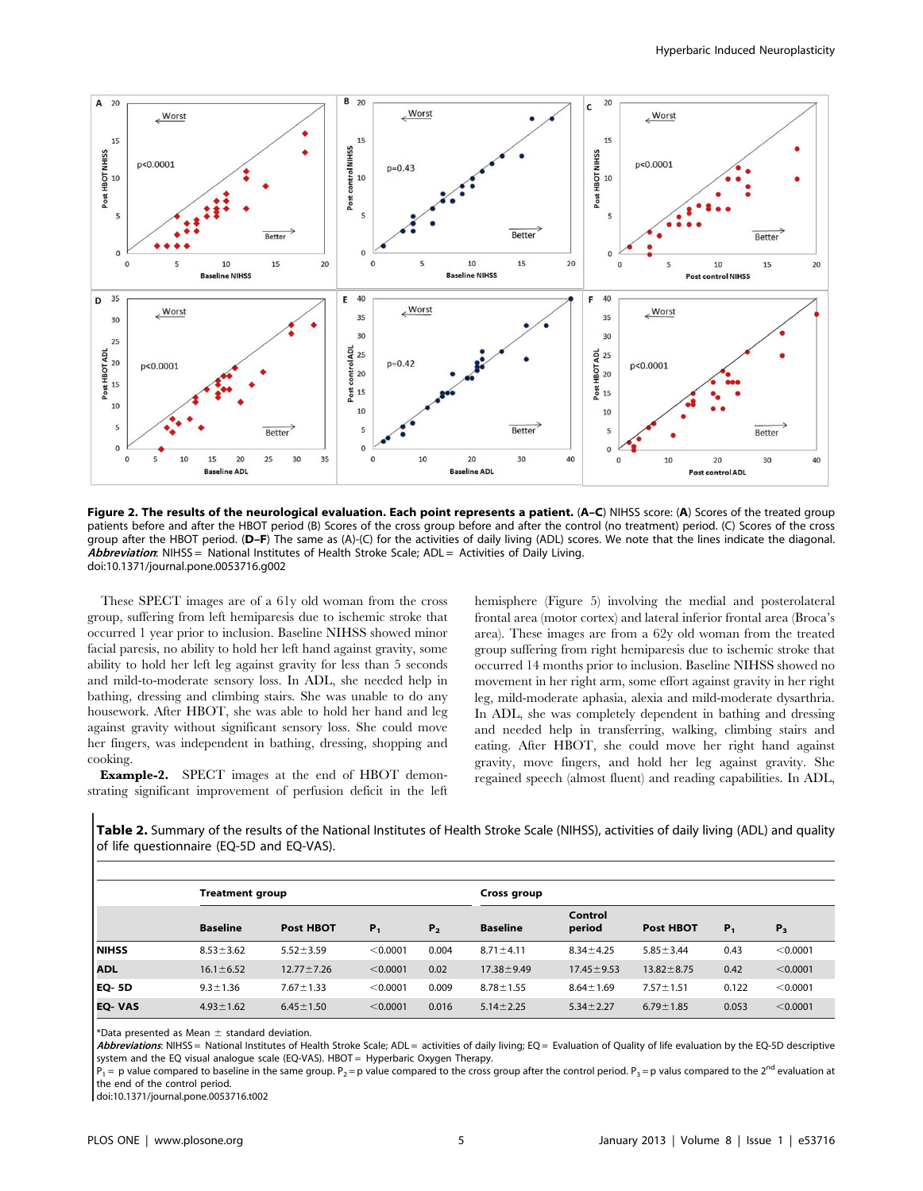**Figure 2. The results of the neurological evaluation. Each point represents a patient. (A–C)** NIHSS score: (**A**) Scores of the treated group patients before and after the HBOT period (B) Scores of the cross group before and after the control (no treatment) period. (C) Scores of the cross group after the HBOT period. (**D–F**) The same as (A)-(C) for the activities of daily living (ADL) scores. We note that the lines indicate the diagonal. ***Abbreviation***: NIHSS = National Institutes of Health Stroke Scale; ADL = Activities of Daily Living.
doi:10.1371/journal.pone.0053716.g002

These SPECT images are of a 61y old woman from the cross group, suffering from left hemiparesis due to ischemic stroke that occurred 1 year prior to inclusion. Baseline NIHSS showed minor facial paresis, no ability to hold her left hand against gravity, some ability to hold her left leg against gravity for less than 5 seconds and mild-to-moderate sensory loss. In ADL, she needed help in bathing, dressing and climbing stairs. She was unable to do any housework. After HBOT, she was able to hold her hand and leg against gravity without significant sensory loss. She could move her fingers, was independent in bathing, dressing, shopping and cooking.

**Example-2.** SPECT images at the end of HBOT demonstrating significant improvement of perfusion deficit in the left hemisphere (Figure 5) involving the medial and posterolateral frontal area (motor cortex) and lateral inferior frontal area (Broca's area). These images are from a 62y old woman from the treated group suffering from right hemiparesis due to ischemic stroke that occurred 14 months prior to inclusion. Baseline NIHSS showed no movement in her right arm, some effort against gravity in her right leg, mild-moderate aphasia, alexia and mild-moderate dysarthria. In ADL, she was completely dependent in bathing and dressing and needed help in transferring, walking, climbing stairs and eating. After HBOT, she could move her right hand against gravity, move fingers, and hold her leg against gravity. She regained speech (almost fluent) and reading capabilities. In ADL,

**Table 2.** Summary of the results of the National Institutes of Health Stroke Scale (NIHSS), activities of daily living (ADL) and quality of life questionnaire (EQ-5D and EQ-VAS).

| | Treatment group | | | | Cross group | | | | |
|---|---|---|---|---|---|---|---|---|---|
| | Baseline | Post HBOT | $P_1$ | $P_2$ | Baseline | Control period | Post HBOT | $P_1$ | $P_3$ |
| **NIHSS** | 8.53±3.62 | 5.52±3.59 | <0.0001 | 0.004 | 8.71±4.11 | 8.34±4.25 | 5.85±3.44 | 0.43 | <0.0001 |
| **ADL** | 16.1±6.52 | 12.77±7.26 | <0.0001 | 0.02 | 17.38±9.49 | 17.45±9.53 | 13.82±8.75 | 0.42 | <0.0001 |
| **EQ- 5D** | 9.3±1.36 | 7.67±1.33 | <0.0001 | 0.009 | 8.78±1.55 | 8.64±1.69 | 7.57±1.51 | 0.122 | <0.0001 |
| **EQ- VAS** | 4.93±1.62 | 6.45±1.50 | <0.0001 | 0.016 | 5.14±2.25 | 5.34±2.27 | 6.79±1.85 | 0.053 | <0.0001 |

*Data presented as Mean ± standard deviation.
***Abbreviations***: NIHSS = National Institutes of Health Stroke Scale; ADL = activities of daily living; EQ = Evaluation of Quality of life evaluation by the EQ-5D descriptive system and the EQ visual analogue scale (EQ-VAS). HBOT = Hyperbaric Oxygen Therapy.
$P_1$ = p value compared to baseline in the same group. $P_2$ = p value compared to the cross group after the control period. $P_3$ = p valus compared to the 2nd evaluation at the end of the control period.
doi:10.1371/journal.pone.0053716.t002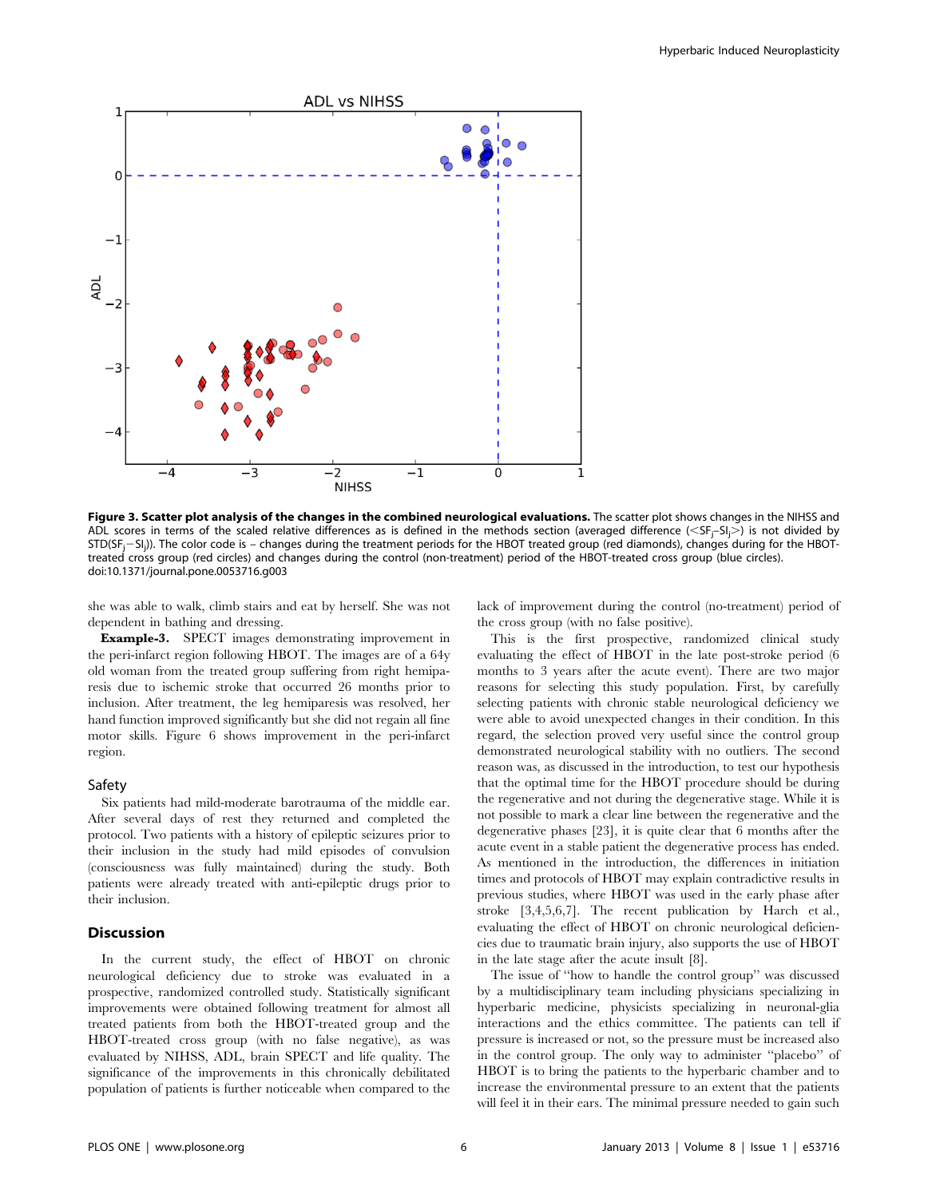ADL vs NIHSS

ADL

NIHSS

1

0

−1

−2

−3

−4

−4 −3 −2 −1 0 1

**Figure 3. Scatter plot analysis of the changes in the combined neurological evaluations.** The scatter plot shows changes in the NIHSS and ADL scores in terms of the scaled relative differences as is defined in the methods section (averaged difference ($<SF_j-SI_j>$) is not divided by $STD(SF_j-SI_j)$). The color code is – changes during the treatment periods for the HBOT treated group (red diamonds), changes during for the HBOT-treated cross group (red circles) and changes during the control (non-treatment) period of the HBOT-treated cross group (blue circles).
doi:10.1371/journal.pone.0053716.g003

she was able to walk, climb stairs and eat by herself. She was not dependent in bathing and dressing.

**Example-3.** SPECT images demonstrating improvement in the peri-infarct region following HBOT. The images are of a 64y old woman from the treated group suffering from right hemiparesis due to ischemic stroke that occurred 26 months prior to inclusion. After treatment, the leg hemiparesis was resolved, her hand function improved significantly but she did not regain all fine motor skills. Figure 6 shows improvement in the peri-infarct region.

### Safety

Six patients had mild-moderate barotrauma of the middle ear. After several days of rest they returned and completed the protocol. Two patients with a history of epileptic seizures prior to their inclusion in the study had mild episodes of convulsion (consciousness was fully maintained) during the study. Both patients were already treated with anti-epileptic drugs prior to their inclusion.

## Discussion

In the current study, the effect of HBOT on chronic neurological deficiency due to stroke was evaluated in a prospective, randomized controlled study. Statistically significant improvements were obtained following treatment for almost all treated patients from both the HBOT-treated group and the HBOT-treated cross group (with no false negative), as was evaluated by NIHSS, ADL, brain SPECT and life quality. The significance of the improvements in this chronically debilitated population of patients is further noticeable when compared to the lack of improvement during the control (no-treatment) period of the cross group (with no false positive).

This is the first prospective, randomized clinical study evaluating the effect of HBOT in the late post-stroke period (6 months to 3 years after the acute event). There are two major reasons for selecting this study population. First, by carefully selecting patients with chronic stable neurological deficiency we were able to avoid unexpected changes in their condition. In this regard, the selection proved very useful since the control group demonstrated neurological stability with no outliers. The second reason was, as discussed in the introduction, to test our hypothesis that the optimal time for the HBOT procedure should be during the regenerative and not during the degenerative stage. While it is not possible to mark a clear line between the regenerative and the degenerative phases [23], it is quite clear that 6 months after the acute event in a stable patient the degenerative process has ended. As mentioned in the introduction, the differences in initiation times and protocols of HBOT may explain contradictive results in previous studies, where HBOT was used in the early phase after stroke [3,4,5,6,7]. The recent publication by Harch et al., evaluating the effect of HBOT on chronic neurological deficiencies due to traumatic brain injury, also supports the use of HBOT in the late stage after the acute insult [8].

The issue of "how to handle the control group" was discussed by a multidisciplinary team including physicians specializing in hyperbaric medicine, physicists specializing in neuronal-glia interactions and the ethics committee. The patients can tell if pressure is increased or not, so the pressure must be increased also in the control group. The only way to administer "placebo" of HBOT is to bring the patients to the hyperbaric chamber and to increase the environmental pressure to an extent that the patients will feel it in their ears. The minimal pressure needed to gain such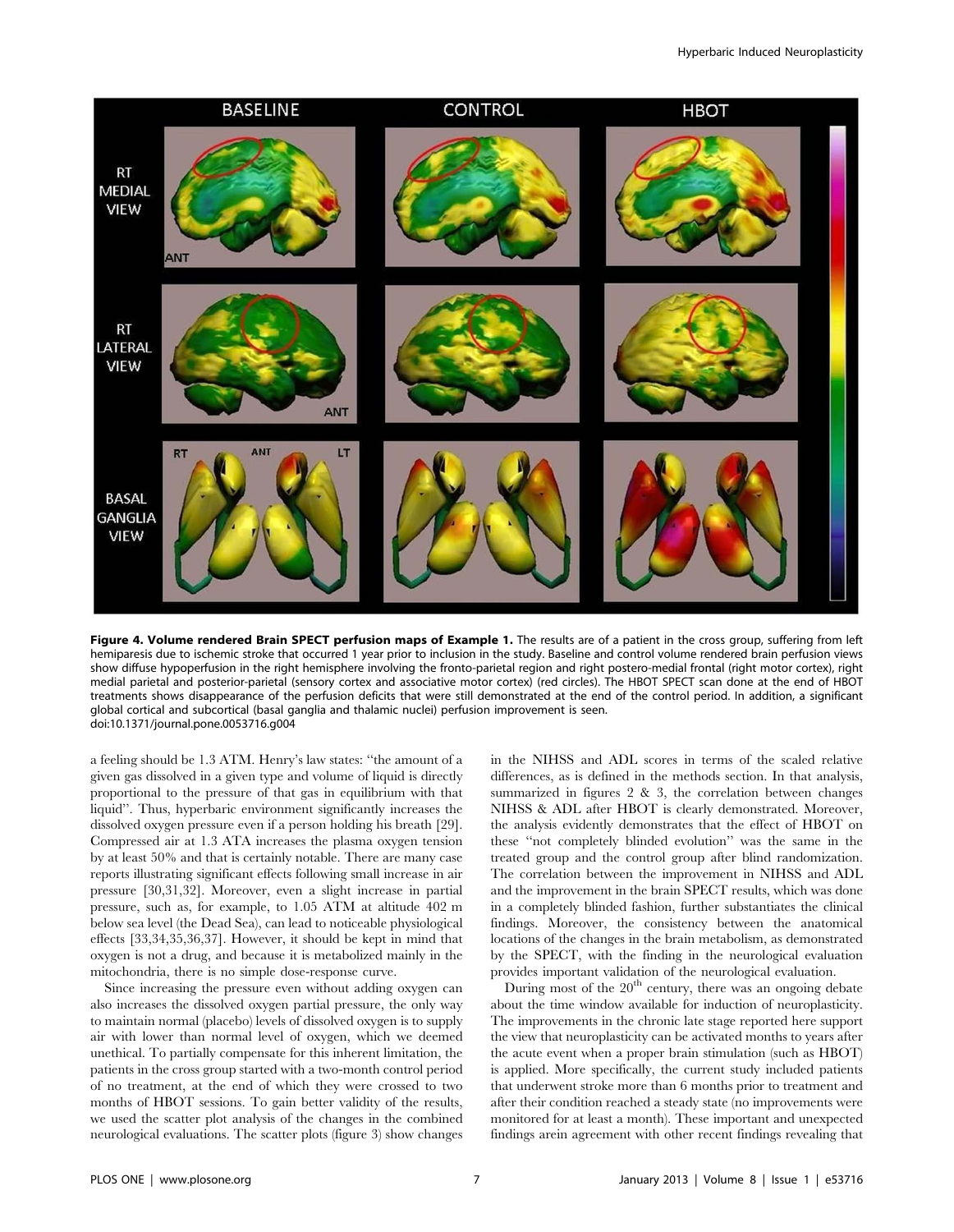**Figure 4. Volume rendered Brain SPECT perfusion maps of Example 1.** The results are of a patient in the cross group, suffering from left hemiparesis due to ischemic stroke that occurred 1 year prior to inclusion in the study. Baseline and control volume rendered brain perfusion views show diffuse hypoperfusion in the right hemisphere involving the fronto-parietal region and right postero-medial frontal (right motor cortex), right medial parietal and posterior-parietal (sensory cortex and associative motor cortex) (red circles). The HBOT SPECT scan done at the end of HBOT treatments shows disappearance of the perfusion deficits that were still demonstrated at the end of the control period. In addition, a significant global cortical and subcortical (basal ganglia and thalamic nuclei) perfusion improvement is seen.
doi:10.1371/journal.pone.0053716.g004

a feeling should be 1.3 ATM. Henry's law states: "the amount of a given gas dissolved in a given type and volume of liquid is directly proportional to the pressure of that gas in equilibrium with that liquid". Thus, hyperbaric environment significantly increases the dissolved oxygen pressure even if a person holding his breath [29]. Compressed air at 1.3 ATA increases the plasma oxygen tension by at least 50% and that is certainly notable. There are many case reports illustrating significant effects following small increase in air pressure [30,31,32]. Moreover, even a slight increase in partial pressure, such as, for example, to 1.05 ATM at altitude 402 m below sea level (the Dead Sea), can lead to noticeable physiological effects [33,34,35,36,37]. However, it should be kept in mind that oxygen is not a drug, and because it is metabolized mainly in the mitochondria, there is no simple dose-response curve.

Since increasing the pressure even without adding oxygen can also increases the dissolved oxygen partial pressure, the only way to maintain normal (placebo) levels of dissolved oxygen is to supply air with lower than normal level of oxygen, which we deemed unethical. To partially compensate for this inherent limitation, the patients in the cross group started with a two-month control period of no treatment, at the end of which they were crossed to two months of HBOT sessions. To gain better validity of the results, we used the scatter plot analysis of the changes in the combined neurological evaluations. The scatter plots (figure 3) show changes in the NIHSS and ADL scores in terms of the scaled relative differences, as is defined in the methods section. In that analysis, summarized in figures 2 & 3, the correlation between changes NIHSS & ADL after HBOT is clearly demonstrated. Moreover, the analysis evidently demonstrates that the effect of HBOT on these "not completely blinded evolution" was the same in the treated group and the control group after blind randomization. The correlation between the improvement in NIHSS and ADL and the improvement in the brain SPECT results, which was done in a completely blinded fashion, further substantiates the clinical findings. Moreover, the consistency between the anatomical locations of the changes in the brain metabolism, as demonstrated by the SPECT, with the finding in the neurological evaluation provides important validation of the neurological evaluation.

During most of the 20[th] century, there was an ongoing debate about the time window available for induction of neuroplasticity. The improvements in the chronic late stage reported here support the view that neuroplasticity can be activated months to years after the acute event when a proper brain stimulation (such as HBOT) is applied. More specifically, the current study included patients that underwent stroke more than 6 months prior to treatment and after their condition reached a steady state (no improvements were monitored for at least a month). These important and unexpected findings arein agreement with other recent findings revealing that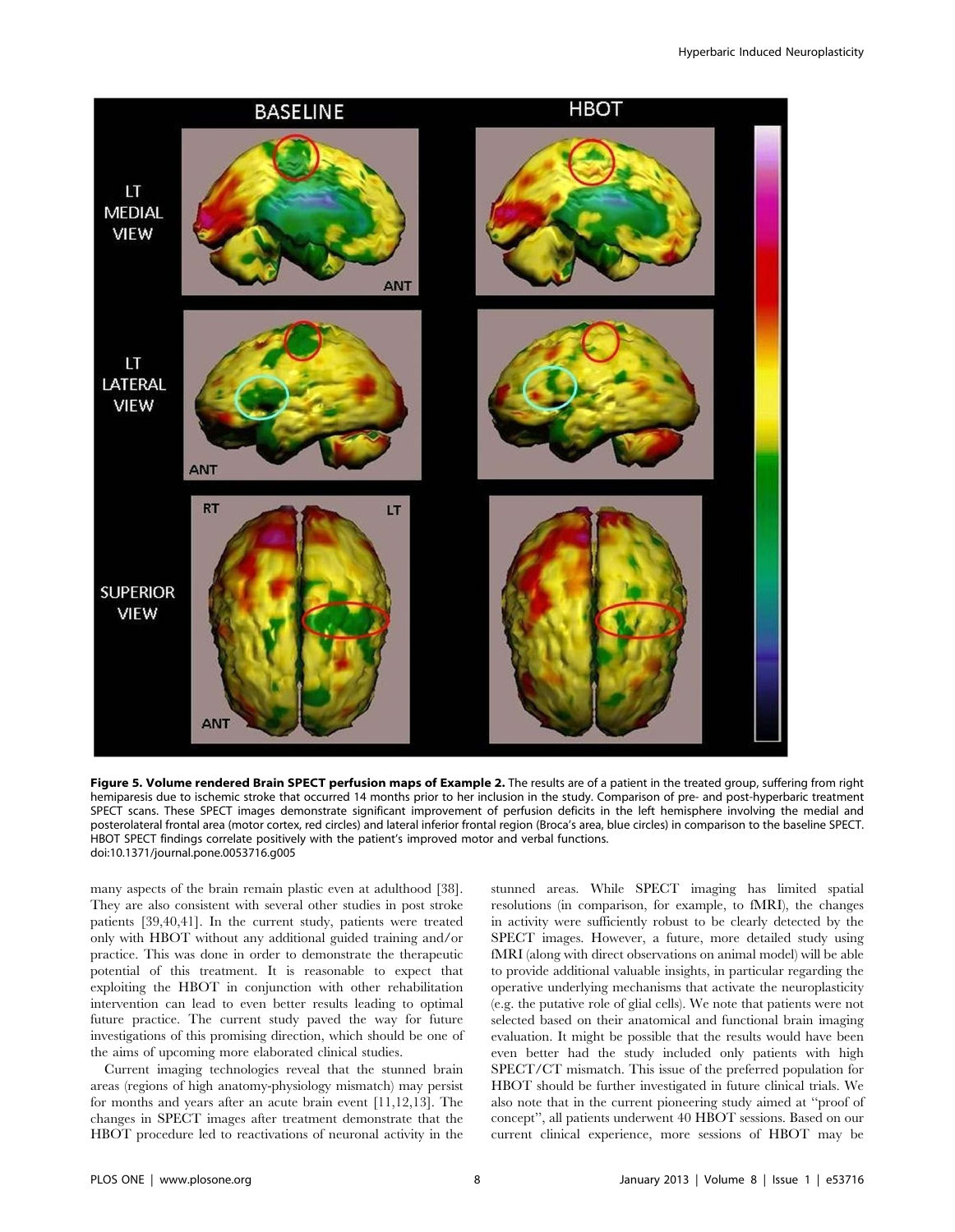**Figure 5. Volume rendered Brain SPECT perfusion maps of Example 2.** The results are of a patient in the treated group, suffering from right hemiparesis due to ischemic stroke that occurred 14 months prior to her inclusion in the study. Comparison of pre- and post-hyperbaric treatment SPECT scans. These SPECT images demonstrate significant improvement of perfusion deficits in the left hemisphere involving the medial and posterolateral frontal area (motor cortex, red circles) and lateral inferior frontal region (Broca's area, blue circles) in comparison to the baseline SPECT. HBOT SPECT findings correlate positively with the patient's improved motor and verbal functions.
doi:10.1371/journal.pone.0053716.g005

many aspects of the brain remain plastic even at adulthood [38]. They are also consistent with several other studies in post stroke patients [39,40,41]. In the current study, patients were treated only with HBOT without any additional guided training and/or practice. This was done in order to demonstrate the therapeutic potential of this treatment. It is reasonable to expect that exploiting the HBOT in conjunction with other rehabilitation intervention can lead to even better results leading to optimal future practice. The current study paved the way for future investigations of this promising direction, which should be one of the aims of upcoming more elaborated clinical studies.

Current imaging technologies reveal that the stunned brain areas (regions of high anatomy-physiology mismatch) may persist for months and years after an acute brain event [11,12,13]. The changes in SPECT images after treatment demonstrate that the HBOT procedure led to reactivations of neuronal activity in the stunned areas. While SPECT imaging has limited spatial resolutions (in comparison, for example, to fMRI), the changes in activity were sufficiently robust to be clearly detected by the SPECT images. However, a future, more detailed study using fMRI (along with direct observations on animal model) will be able to provide additional valuable insights, in particular regarding the operative underlying mechanisms that activate the neuroplasticity (e.g. the putative role of glial cells). We note that patients were not selected based on their anatomical and functional brain imaging evaluation. It might be possible that the results would have been even better had the study included only patients with high SPECT/CT mismatch. This issue of the preferred population for HBOT should be further investigated in future clinical trials. We also note that in the current pioneering study aimed at "proof of concept", all patients underwent 40 HBOT sessions. Based on our current clinical experience, more sessions of HBOT may be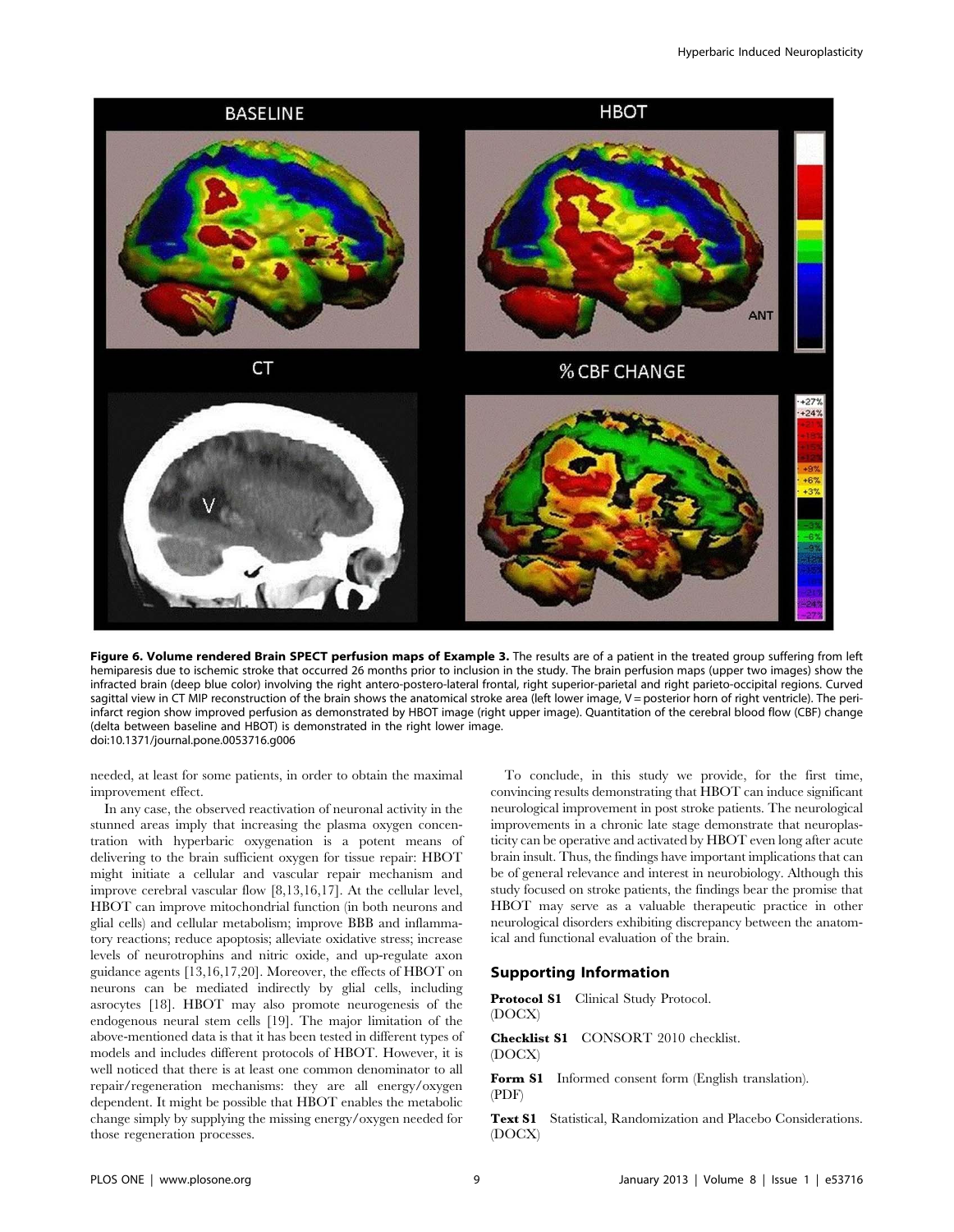**Figure 6. Volume rendered Brain SPECT perfusion maps of Example 3.** The results are of a patient in the treated group suffering from left hemiparesis due to ischemic stroke that occurred 26 months prior to inclusion in the study. The brain perfusion maps (upper two images) show the infracted brain (deep blue color) involving the right antero-postero-lateral frontal, right superior-parietal and right parieto-occipital regions. Curved sagittal view in CT MIP reconstruction of the brain shows the anatomical stroke area (left lower image, V = posterior horn of right ventricle). The peri-infarct region show improved perfusion as demonstrated by HBOT image (right upper image). Quantitation of the cerebral blood flow (CBF) change (delta between baseline and HBOT) is demonstrated in the right lower image.
doi:10.1371/journal.pone.0053716.g006

needed, at least for some patients, in order to obtain the maximal improvement effect.

In any case, the observed reactivation of neuronal activity in the stunned areas imply that increasing the plasma oxygen concentration with hyperbaric oxygenation is a potent means of delivering to the brain sufficient oxygen for tissue repair: HBOT might initiate a cellular and vascular repair mechanism and improve cerebral vascular flow [8,13,16,17]. At the cellular level, HBOT can improve mitochondrial function (in both neurons and glial cells) and cellular metabolism; improve BBB and inflammatory reactions; reduce apoptosis; alleviate oxidative stress; increase levels of neurotrophins and nitric oxide, and up-regulate axon guidance agents [13,16,17,20]. Moreover, the effects of HBOT on neurons can be mediated indirectly by glial cells, including asrocytes [18]. HBOT may also promote neurogenesis of the endogenous neural stem cells [19]. The major limitation of the above-mentioned data is that it has been tested in different types of models and includes different protocols of HBOT. However, it is well noticed that there is at least one common denominator to all repair/regeneration mechanisms: they are all energy/oxygen dependent. It might be possible that HBOT enables the metabolic change simply by supplying the missing energy/oxygen needed for those regeneration processes.

To conclude, in this study we provide, for the first time, convincing results demonstrating that HBOT can induce significant neurological improvement in post stroke patients. The neurological improvements in a chronic late stage demonstrate that neuroplasticity can be operative and activated by HBOT even long after acute brain insult. Thus, the findings have important implications that can be of general relevance and interest in neurobiology. Although this study focused on stroke patients, the findings bear the promise that HBOT may serve as a valuable therapeutic practice in other neurological disorders exhibiting discrepancy between the anatomical and functional evaluation of the brain.

## Supporting Information

**Protocol S1** Clinical Study Protocol.
(DOCX)

**Checklist S1** CONSORT 2010 checklist.
(DOCX)

**Form S1** Informed consent form (English translation).
(PDF)

**Text S1** Statistical, Randomization and Placebo Considerations.
(DOCX)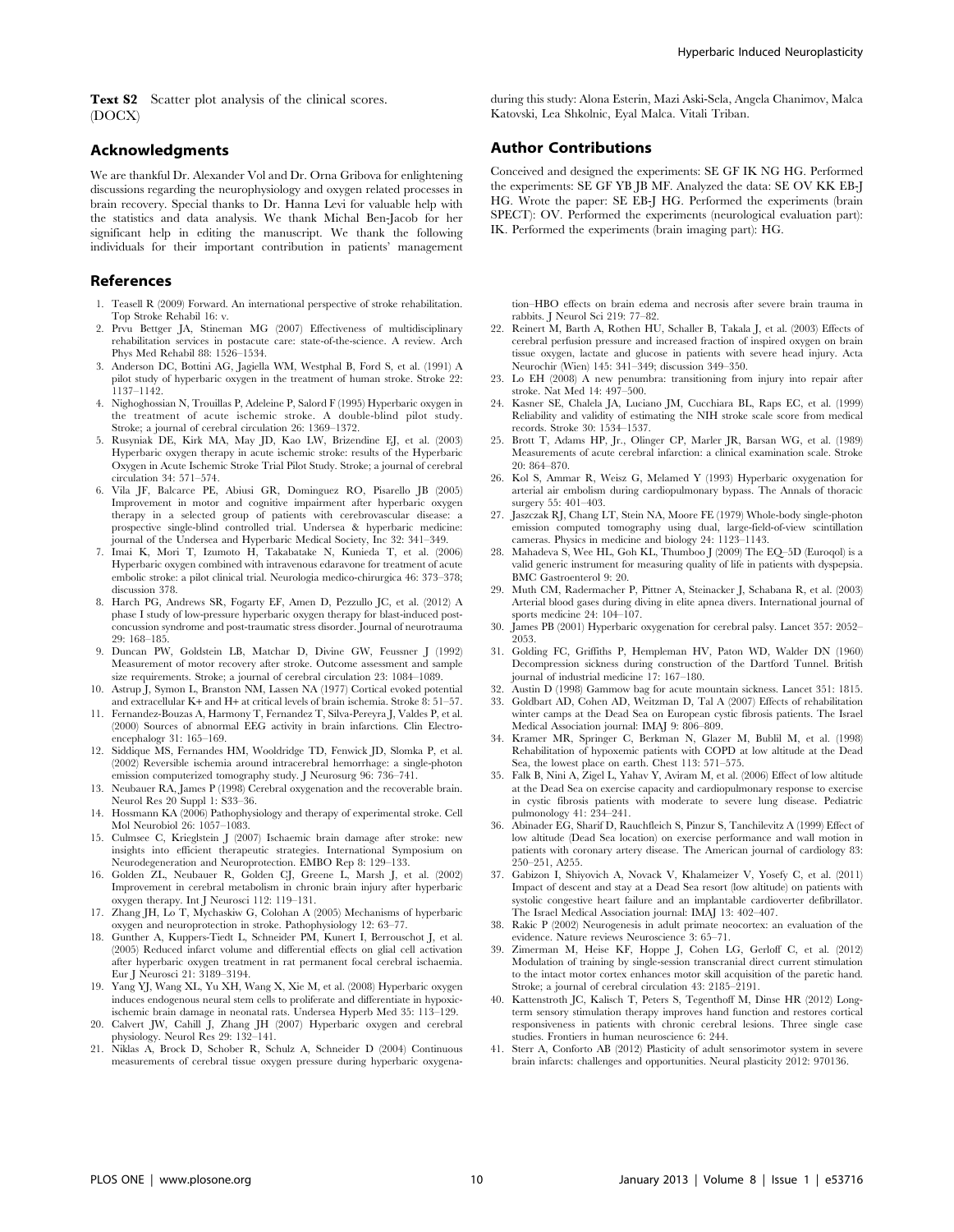**Text S2** Scatter plot analysis of the clinical scores.
(DOCX)

## Acknowledgments

We are thankful Dr. Alexander Vol and Dr. Orna Gribova for enlightening discussions regarding the neurophysiology and oxygen related processes in brain recovery. Special thanks to Dr. Hanna Levi for valuable help with the statistics and data analysis. We thank Michal Ben-Jacob for her significant help in editing the manuscript. We thank the following individuals for their important contribution in patients' management during this study: Alona Esterin, Mazi Aski-Sela, Angela Chanimov, Malca Katovski, Lea Shkolnic, Eyal Malca. Vitali Triban.

## Author Contributions

Conceived and designed the experiments: SE GF IK NG HG. Performed the experiments: SE GF YB JB MF. Analyzed the data: SE OV KK EB-J HG. Wrote the paper: SE EB-J HG. Performed the experiments (brain SPECT): OV. Performed the experiments (neurological evaluation part): IK. Performed the experiments (brain imaging part): HG.

## References

1. Teasell R (2009) Forward. An international perspective of stroke rehabilitation. Top Stroke Rehabil 16: v.
2. Prvu Bettger JA, Stineman MG (2007) Effectiveness of multidisciplinary rehabilitation services in postacute care: state-of-the-science. A review. Arch Phys Med Rehabil 88: 1526–1534.
3. Anderson DC, Bottini AG, Jagiella WM, Westphal B, Ford S, et al. (1991) A pilot study of hyperbaric oxygen in the treatment of human stroke. Stroke 22: 1137–1142.
4. Nighoghossian N, Trouillas P, Adeleine P, Salord F (1995) Hyperbaric oxygen in the treatment of acute ischemic stroke. A double-blind pilot study. Stroke; a journal of cerebral circulation 26: 1369–1372.
5. Rusyniak DE, Kirk MA, May JD, Kao LW, Brizendine EJ, et al. (2003) Hyperbaric oxygen therapy in acute ischemic stroke: results of the Hyperbaric Oxygen in Acute Ischemic Stroke Trial Pilot Study. Stroke; a journal of cerebral circulation 34: 571–574.
6. Vila JF, Balcarce PE, Abiusi GR, Dominguez RO, Pisarello JB (2005) Improvement in motor and cognitive impairment after hyperbaric oxygen therapy in a selected group of patients with cerebrovascular disease: a prospective single-blind controlled trial. Undersea & hyperbaric medicine: journal of the Undersea and Hyperbaric Medical Society, Inc 32: 341–349.
7. Imai K, Mori T, Izumoto H, Takabatake N, Kunieda T, et al. (2006) Hyperbaric oxygen combined with intravenous edaravone for treatment of acute embolic stroke: a pilot clinical trial. Neurologia medico-chirurgica 46: 373–378; discussion 378.
8. Harch PG, Andrews SR, Fogarty EF, Amen D, Pezzullo JC, et al. (2012) A phase I study of low-pressure hyperbaric oxygen therapy for blast-induced post-concussion syndrome and post-traumatic stress disorder. Journal of neurotrauma 29: 168–185.
9. Duncan PW, Goldstein LB, Matchar D, Divine GW, Feussner J (1992) Measurement of motor recovery after stroke. Outcome assessment and sample size requirements. Stroke; a journal of cerebral circulation 23: 1084–1089.
10. Astrup J, Symon L, Branston NM, Lassen NA (1977) Cortical evoked potential and extracellular K+ and H+ at critical levels of brain ischemia. Stroke 8: 51–57.
11. Fernandez-Bouzas A, Harmony T, Fernandez T, Silva-Pereyra J, Valdes P, et al. (2000) Sources of abnormal EEG activity in brain infarctions. Clin Electroencephalogr 31: 165–169.
12. Siddique MS, Fernandes HM, Wooldridge TD, Fenwick JD, Slomka P, et al. (2002) Reversible ischemia around intracerebral hemorrhage: a single-photon emission computerized tomography study. J Neurosurg 96: 736–741.
13. Neubauer RA, James P (1998) Cerebral oxygenation and the recoverable brain. Neurol Res 20 Suppl 1: S33–36.
14. Hossmann KA (2006) Pathophysiology and therapy of experimental stroke. Cell Mol Neurobiol 26: 1057–1083.
15. Culmsee C, Krieglstein J (2007) Ischaemic brain damage after stroke: new insights into efficient therapeutic strategies. International Symposium on Neurodegeneration and Neuroprotection. EMBO Rep 8: 129–133.
16. Golden ZL, Neubauer R, Golden CJ, Greene L, Marsh J, et al. (2002) Improvement in cerebral metabolism in chronic brain injury after hyperbaric oxygen therapy. Int J Neurosci 112: 119–131.
17. Zhang JH, Lo T, Mychaskiw G, Colohan A (2005) Mechanisms of hyperbaric oxygen and neuroprotection in stroke. Pathophysiology 12: 63–77.
18. Gunther A, Kuppers-Tiedt L, Schneider PM, Kunert I, Berrouschot J, et al. (2005) Reduced infarct volume and differential effects on glial cell activation after hyperbaric oxygen treatment in rat permanent focal cerebral ischaemia. Eur J Neurosci 21: 3189–3194.
19. Yang YJ, Wang XL, Yu XH, Wang X, Xie M, et al. (2008) Hyperbaric oxygen induces endogenous neural stem cells to proliferate and differentiate in hypoxic-ischemic brain damage in neonatal rats. Undersea Hyperb Med 35: 113–129.
20. Calvert JW, Cahill J, Zhang JH (2007) Hyperbaric oxygen and cerebral physiology. Neurol Res 29: 132–141.
21. Niklas A, Brock D, Schober R, Schulz A, Schneider D (2004) Continuous measurements of cerebral tissue oxygen pressure during hyperbaric oxygenation–HBO effects on brain edema and necrosis after severe brain trauma in rabbits. J Neurol Sci 219: 77–82.
22. Reinert M, Barth A, Rothen HU, Schaller B, Takala J, et al. (2003) Effects of cerebral perfusion pressure and increased fraction of inspired oxygen on brain tissue oxygen, lactate and glucose in patients with severe head injury. Acta Neurochir (Wien) 145: 341–349; discussion 349–350.
23. Lo EH (2008) A new penumbra: transitioning from injury into repair after stroke. Nat Med 14: 497–500.
24. Kasner SE, Chalela JA, Luciano JM, Cucchiara BL, Raps EC, et al. (1999) Reliability and validity of estimating the NIH stroke scale score from medical records. Stroke 30: 1534–1537.
25. Brott T, Adams HP, Jr., Olinger CP, Marler JR, Barsan WG, et al. (1989) Measurements of acute cerebral infarction: a clinical examination scale. Stroke 20: 864–870.
26. Kol S, Ammar R, Weisz G, Melamed Y (1993) Hyperbaric oxygenation for arterial air embolism during cardiopulmonary bypass. The Annals of thoracic surgery 55: 401–403.
27. Jaszczak RJ, Chang LT, Stein NA, Moore FE (1979) Whole-body single-photon emission computed tomography using dual, large-field-of-view scintillation cameras. Physics in medicine and biology 24: 1123–1143.
28. Mahadeva S, Wee HL, Goh KL, Thumboo J (2009) The EQ–5D (Euroqol) is a valid generic instrument for measuring quality of life in patients with dyspepsia. BMC Gastroenterol 9: 20.
29. Muth CM, Radermacher P, Pittner A, Steinacker J, Schabana R, et al. (2003) Arterial blood gases during diving in elite apnea divers. International journal of sports medicine 24: 104–107.
30. James PB (2001) Hyperbaric oxygenation for cerebral palsy. Lancet 357: 2052–2053.
31. Golding FC, Griffiths P, Hempleman HV, Paton WD, Walder DN (1960) Decompression sickness during construction of the Dartford Tunnel. British journal of industrial medicine 17: 167–180.
32. Austin D (1998) Gammow bag for acute mountain sickness. Lancet 351: 1815.
33. Goldbart AD, Cohen AD, Weitzman D, Tal A (2007) Effects of rehabilitation winter camps at the Dead Sea on European cystic fibrosis patients. The Israel Medical Association journal: IMAJ 9: 806–809.
34. Kramer MR, Springer C, Berkman N, Glazer M, Bublil M, et al. (1998) Rehabilitation of hypoxemic patients with COPD at low altitude at the Dead Sea, the lowest place on earth. Chest 113: 571–575.
35. Falk B, Nini A, Zigel L, Yahav Y, Aviram M, et al. (2006) Effect of low altitude at the Dead Sea on exercise capacity and cardiopulmonary response to exercise in cystic fibrosis patients with moderate to severe lung disease. Pediatric pulmonology 41: 234–241.
36. Abinader EG, Sharif D, Rauchfleich S, Pinzur S, Tanchilevitz A (1999) Effect of low altitude (Dead Sea location) on exercise performance and wall motion in patients with coronary artery disease. The American journal of cardiology 83: 250–251, A255.
37. Gabizon I, Shiyovich A, Novack V, Khalameizer V, Yosefy C, et al. (2011) Impact of descent and stay at a Dead Sea resort (low altitude) on patients with systolic congestive heart failure and an implantable cardioverter defibrillator. The Israel Medical Association journal: IMAJ 13: 402–407.
38. Rakic P (2002) Neurogenesis in adult primate neocortex: an evaluation of the evidence. Nature reviews Neuroscience 3: 65–71.
39. Zimerman M, Heise KF, Hoppe J, Cohen LG, Gerloff C, et al. (2012) Modulation of training by single-session transcranial direct current stimulation to the intact motor cortex enhances motor skill acquisition of the paretic hand. Stroke; a journal of cerebral circulation 43: 2185–2191.
40. Kattenstroth JC, Kalisch T, Peters S, Tegenthoff M, Dinse HR (2012) Long-term sensory stimulation therapy improves hand function and restores cortical responsiveness in patients with chronic cerebral lesions. Three single case studies. Frontiers in human neuroscience 6: 244.
41. Sterr A, Conforto AB (2012) Plasticity of adult sensorimotor system in severe brain infarcts: challenges and opportunities. Neural plasticity 2012: 970136.